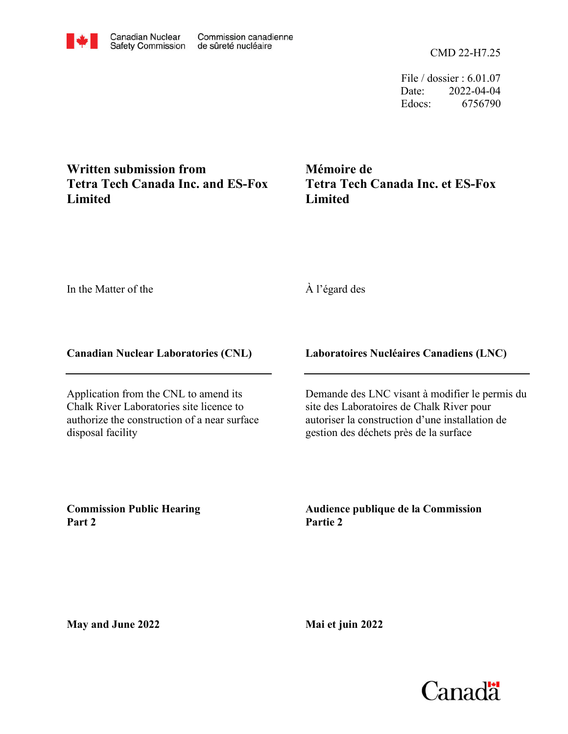Canadian Nuclear Safety Commission | Commission canadienne de sûreté nucléaire

CMD 22-H7.25

File / dossier : 6.01.07
Date: 2022-04-04
Edocs: 6756790

**Written submission from Tetra Tech Canada Inc. and ES-Fox Limited**

**Mémoire de Tetra Tech Canada Inc. et ES-Fox Limited**

In the Matter of the

À l'égard des

**Canadian Nuclear Laboratories (CNL)**

**Laboratoires Nucléaires Canadiens (LNC)**

Application from the CNL to amend its Chalk River Laboratories site licence to authorize the construction of a near surface disposal facility

Demande des LNC visant à modifier le permis du site des Laboratoires de Chalk River pour autoriser la construction d'une installation de gestion des déchets près de la surface

**Commission Public Hearing Part 2**

**Audience publique de la Commission Partie 2**

**May and June 2022**

**Mai et juin 2022**

Canada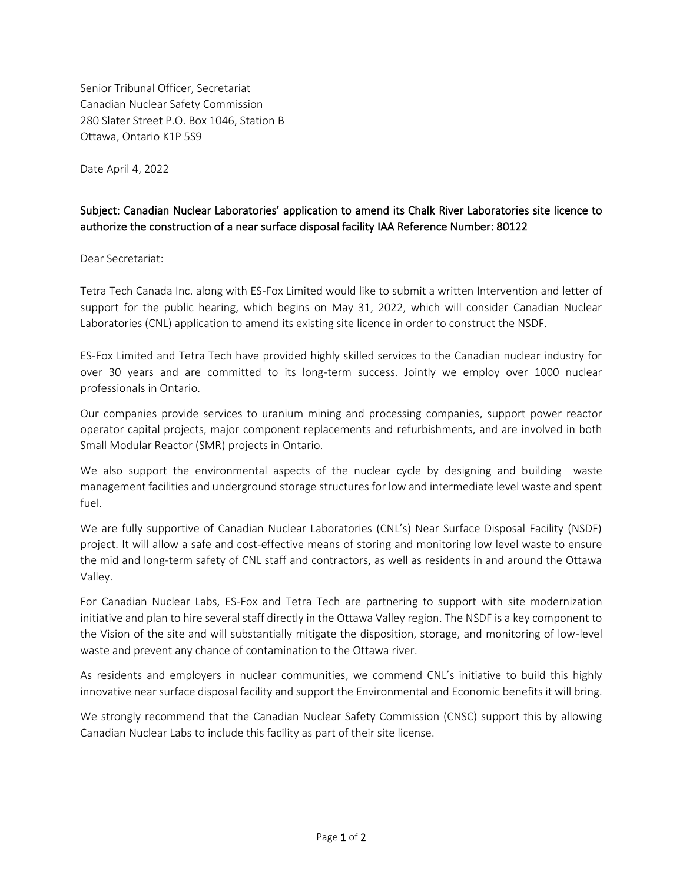Senior Tribunal Officer, Secretariat
Canadian Nuclear Safety Commission
280 Slater Street P.O. Box 1046, Station B
Ottawa, Ontario K1P 5S9

Date April 4, 2022

**Subject: Canadian Nuclear Laboratories' application to amend its Chalk River Laboratories site licence to authorize the construction of a near surface disposal facility IAA Reference Number: 80122**

Dear Secretariat:

Tetra Tech Canada Inc. along with ES-Fox Limited would like to submit a written Intervention and letter of support for the public hearing, which begins on May 31, 2022, which will consider Canadian Nuclear Laboratories (CNL) application to amend its existing site licence in order to construct the NSDF.

ES-Fox Limited and Tetra Tech have provided highly skilled services to the Canadian nuclear industry for over 30 years and are committed to its long-term success. Jointly we employ over 1000 nuclear professionals in Ontario.

Our companies provide services to uranium mining and processing companies, support power reactor operator capital projects, major component replacements and refurbishments, and are involved in both Small Modular Reactor (SMR) projects in Ontario.

We also support the environmental aspects of the nuclear cycle by designing and building waste management facilities and underground storage structures for low and intermediate level waste and spent fuel.

We are fully supportive of Canadian Nuclear Laboratories (CNL's) Near Surface Disposal Facility (NSDF) project. It will allow a safe and cost-effective means of storing and monitoring low level waste to ensure the mid and long-term safety of CNL staff and contractors, as well as residents in and around the Ottawa Valley.

For Canadian Nuclear Labs, ES-Fox and Tetra Tech are partnering to support with site modernization initiative and plan to hire several staff directly in the Ottawa Valley region. The NSDF is a key component to the Vision of the site and will substantially mitigate the disposition, storage, and monitoring of low-level waste and prevent any chance of contamination to the Ottawa river.

As residents and employers in nuclear communities, we commend CNL's initiative to build this highly innovative near surface disposal facility and support the Environmental and Economic benefits it will bring.

We strongly recommend that the Canadian Nuclear Safety Commission (CNSC) support this by allowing Canadian Nuclear Labs to include this facility as part of their site license.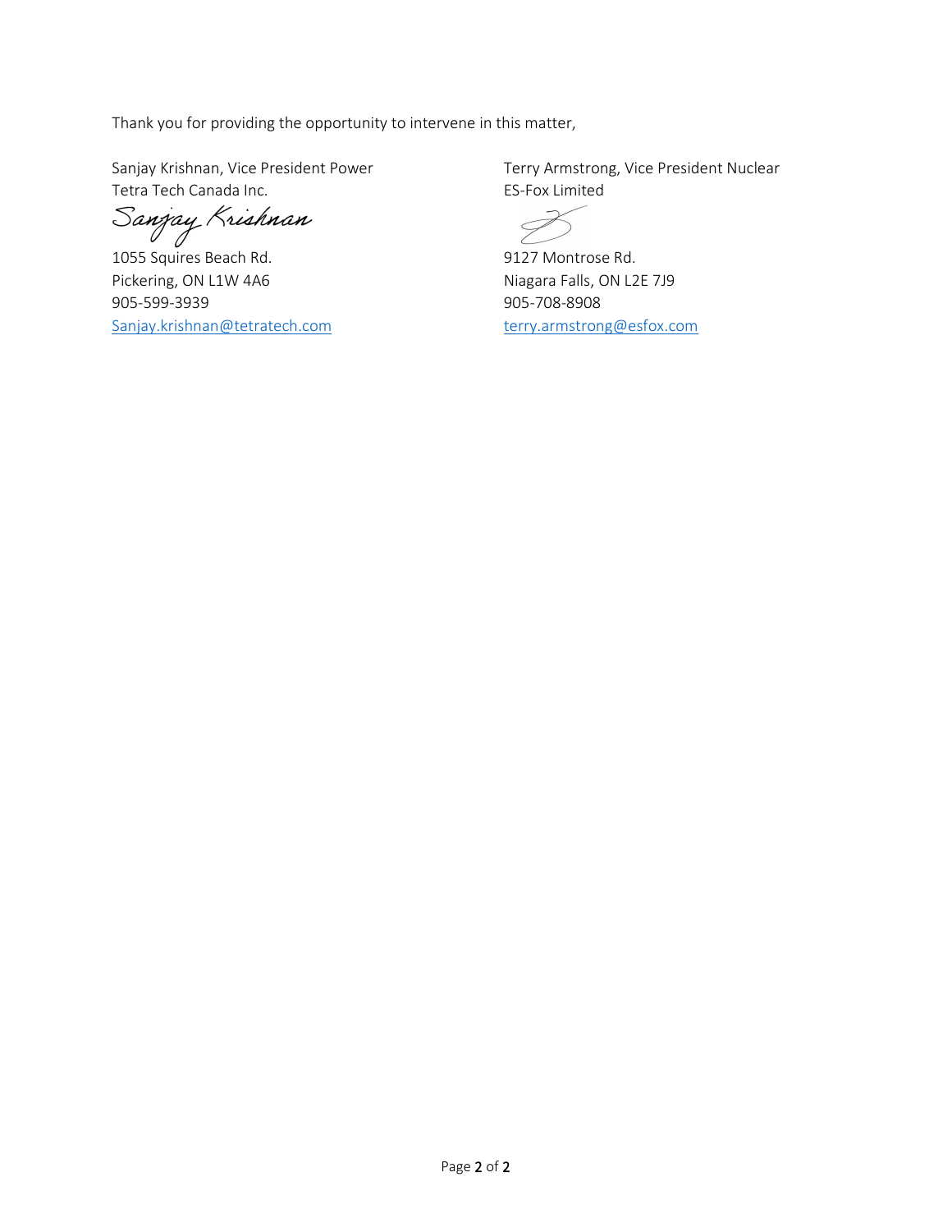Thank you for providing the opportunity to intervene in this matter,

Sanjay Krishnan, Vice President Power
Tetra Tech Canada Inc.

Sanjay Krishnan

1055 Squires Beach Rd.
Pickering, ON L1W 4A6
905-599-3939
Sanjay.krishnan@tetratech.com

Terry Armstrong, Vice President Nuclear
ES-Fox Limited

9127 Montrose Rd.
Niagara Falls, ON L2E 7J9
905-708-8908
terry.armstrong@esfox.com